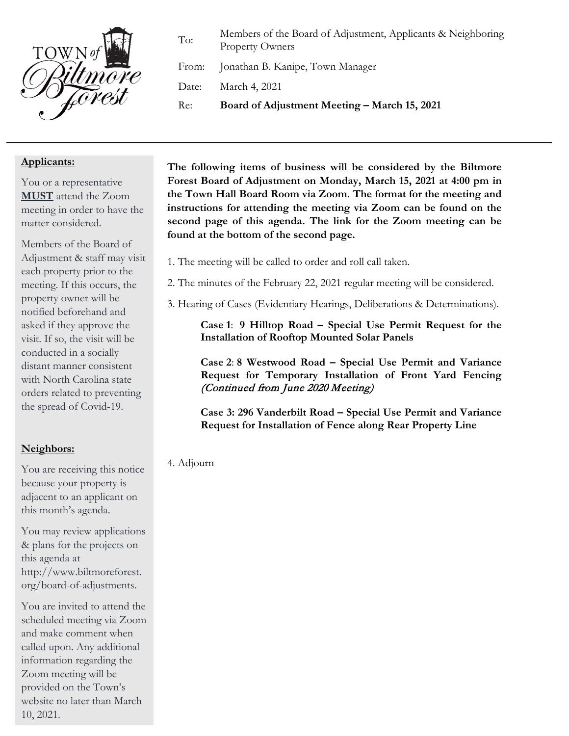TOWN of Biltmore Forest

| | |
|---|---|
| To: | Members of the Board of Adjustment, Applicants & Neighboring Property Owners |
| From: | Jonathan B. Kanipe, Town Manager |
| Date: | March 4, 2021 |
| Re: | **Board of Adjustment Meeting – March 15, 2021** |

---

**The following items of business will be considered by the Biltmore Forest Board of Adjustment on Monday, March 15, 2021 at 4:00 pm in the Town Hall Board Room via Zoom. The format for the meeting and instructions for attending the meeting via Zoom can be found on the second page of this agenda. The link for the Zoom meeting can be found at the bottom of the second page.**

1. The meeting will be called to order and roll call taken.

2. The minutes of the February 22, 2021 regular meeting will be considered.

3. Hearing of Cases (Evidentiary Hearings, Deliberations & Determinations).

   **Case 1**: **9 Hilltop Road – Special Use Permit Request for the Installation of Rooftop Mounted Solar Panels**

   **Case 2**: **8 Westwood Road – Special Use Permit and Variance Request for Temporary Installation of Front Yard Fencing** *(Continued from June 2020 Meeting)*

   **Case 3: 296 Vanderbilt Road – Special Use Permit and Variance Request for Installation of Fence along Rear Property Line**

4. Adjourn

**Applicants:**

You or a representative **MUST** attend the Zoom meeting in order to have the matter considered.

Members of the Board of Adjustment & staff may visit each property prior to the meeting. If this occurs, the property owner will be notified beforehand and asked if they approve the visit. If so, the visit will be conducted in a socially distant manner consistent with North Carolina state orders related to preventing the spread of Covid-19.

**Neighbors:**

You are receiving this notice because your property is adjacent to an applicant on this month's agenda.

You may review applications & plans for the projects on this agenda at http://www.biltmoreforest.org/board-of-adjustments.

You are invited to attend the scheduled meeting via Zoom and make comment when called upon. Any additional information regarding the Zoom meeting will be provided on the Town's website no later than March 10, 2021.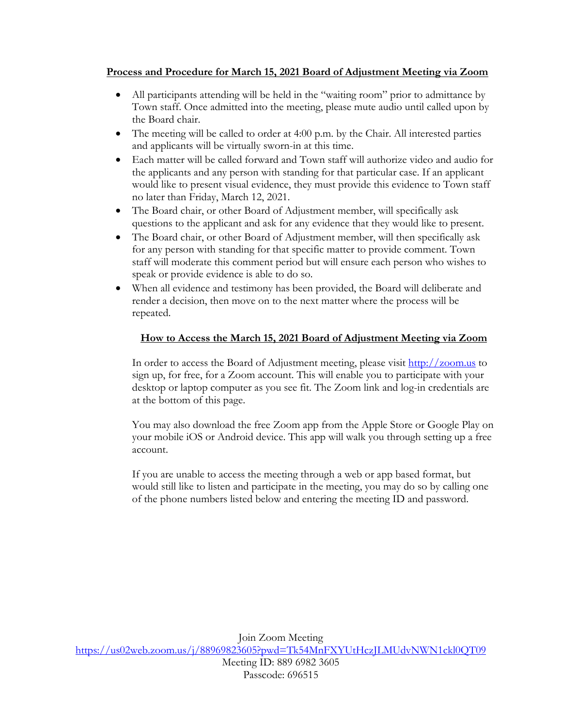**Process and Procedure for March 15, 2021 Board of Adjustment Meeting via Zoom**

- All participants attending will be held in the "waiting room" prior to admittance by Town staff. Once admitted into the meeting, please mute audio until called upon by the Board chair.
- The meeting will be called to order at 4:00 p.m. by the Chair. All interested parties and applicants will be virtually sworn-in at this time.
- Each matter will be called forward and Town staff will authorize video and audio for the applicants and any person with standing for that particular case. If an applicant would like to present visual evidence, they must provide this evidence to Town staff no later than Friday, March 12, 2021.
- The Board chair, or other Board of Adjustment member, will specifically ask questions to the applicant and ask for any evidence that they would like to present.
- The Board chair, or other Board of Adjustment member, will then specifically ask for any person with standing for that specific matter to provide comment. Town staff will moderate this comment period but will ensure each person who wishes to speak or provide evidence is able to do so.
- When all evidence and testimony has been provided, the Board will deliberate and render a decision, then move on to the next matter where the process will be repeated.

**How to Access the March 15, 2021 Board of Adjustment Meeting via Zoom**

In order to access the Board of Adjustment meeting, please visit http://zoom.us to sign up, for free, for a Zoom account. This will enable you to participate with your desktop or laptop computer as you see fit. The Zoom link and log-in credentials are at the bottom of this page.

You may also download the free Zoom app from the Apple Store or Google Play on your mobile iOS or Android device. This app will walk you through setting up a free account.

If you are unable to access the meeting through a web or app based format, but would still like to listen and participate in the meeting, you may do so by calling one of the phone numbers listed below and entering the meeting ID and password.

Join Zoom Meeting
https://us02web.zoom.us/j/88969823605?pwd=Tk54MnFXYUtHczJLMUdvNWN1ckl0QT09
Meeting ID: 889 6982 3605
Passcode: 696515